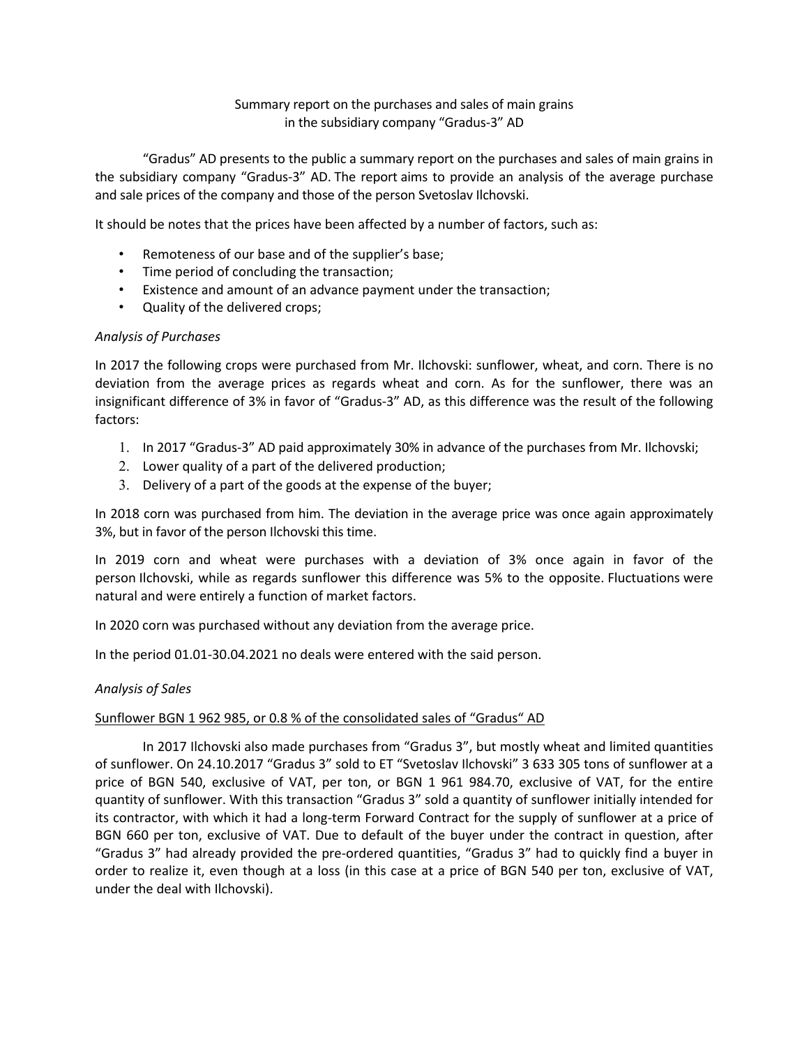Summary report on the purchases and sales of main grains
in the subsidiary company "Gradus-3" AD

"Gradus" AD presents to the public a summary report on the purchases and sales of main grains in the subsidiary company "Gradus-3" AD. The report aims to provide an analysis of the average purchase and sale prices of the company and those of the person Svetoslav Ilchovski.

It should be notes that the prices have been affected by a number of factors, such as:

- Remoteness of our base and of the supplier's base;
- Time period of concluding the transaction;
- Existence and amount of an advance payment under the transaction;
- Quality of the delivered crops;

*Analysis of Purchases*

In 2017 the following crops were purchased from Mr. Ilchovski: sunflower, wheat, and corn. There is no deviation from the average prices as regards wheat and corn. As for the sunflower, there was an insignificant difference of 3% in favor of "Gradus-3" AD, as this difference was the result of the following factors:

1. In 2017 "Gradus-3" AD paid approximately 30% in advance of the purchases from Mr. Ilchovski;
2. Lower quality of a part of the delivered production;
3. Delivery of a part of the goods at the expense of the buyer;

In 2018 corn was purchased from him. The deviation in the average price was once again approximately 3%, but in favor of the person Ilchovski this time.

In 2019 corn and wheat were purchases with a deviation of 3% once again in favor of the person Ilchovski, while as regards sunflower this difference was 5% to the opposite. Fluctuations were natural and were entirely a function of market factors.

In 2020 corn was purchased without any deviation from the average price.

In the period 01.01-30.04.2021 no deals were entered with the said person.

*Analysis of Sales*

<u>Sunflower BGN 1 962 985, or 0.8 % of the consolidated sales of "Gradus" AD</u>

In 2017 Ilchovski also made purchases from "Gradus 3", but mostly wheat and limited quantities of sunflower. On 24.10.2017 "Gradus 3" sold to ET "Svetoslav Ilchovski" 3 633 305 tons of sunflower at a price of BGN 540, exclusive of VAT, per ton, or BGN 1 961 984.70, exclusive of VAT, for the entire quantity of sunflower. With this transaction "Gradus 3" sold a quantity of sunflower initially intended for its contractor, with which it had a long-term Forward Contract for the supply of sunflower at a price of BGN 660 per ton, exclusive of VAT. Due to default of the buyer under the contract in question, after "Gradus 3" had already provided the pre-ordered quantities, "Gradus 3" had to quickly find a buyer in order to realize it, even though at a loss (in this case at a price of BGN 540 per ton, exclusive of VAT, under the deal with Ilchovski).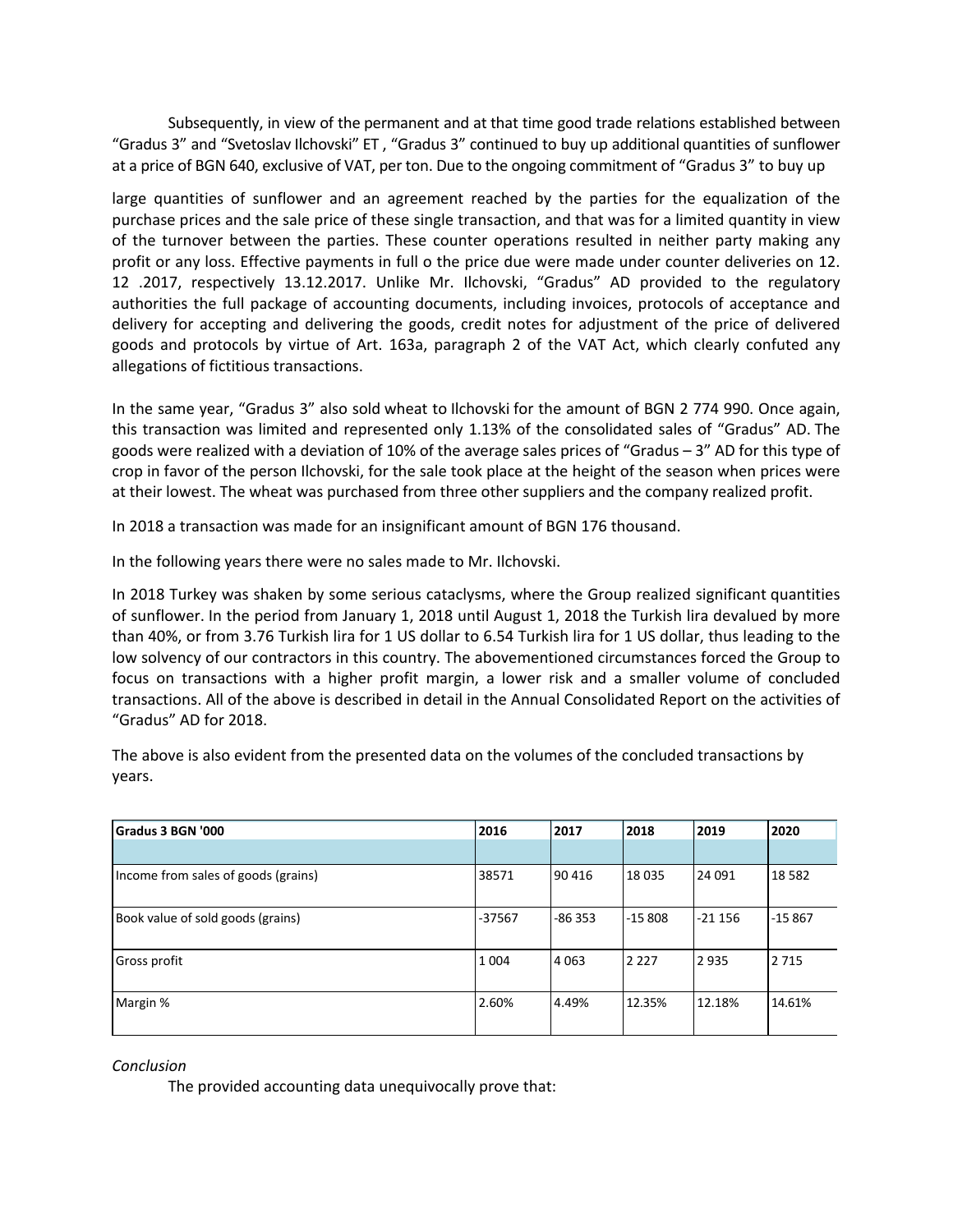Subsequently, in view of the permanent and at that time good trade relations established between "Gradus 3" and "Svetoslav Ilchovski" ET , "Gradus 3" continued to buy up additional quantities of sunflower at a price of BGN 640, exclusive of VAT, per ton. Due to the ongoing commitment of "Gradus 3" to buy up

large quantities of sunflower and an agreement reached by the parties for the equalization of the purchase prices and the sale price of these single transaction, and that was for a limited quantity in view of the turnover between the parties. These counter operations resulted in neither party making any profit or any loss. Effective payments in full o the price due were made under counter deliveries on 12. 12 .2017, respectively 13.12.2017. Unlike Mr. Ilchovski, "Gradus" AD provided to the regulatory authorities the full package of accounting documents, including invoices, protocols of acceptance and delivery for accepting and delivering the goods, credit notes for adjustment of the price of delivered goods and protocols by virtue of Art. 163a, paragraph 2 of the VAT Act, which clearly confuted any allegations of fictitious transactions.

In the same year, "Gradus 3" also sold wheat to Ilchovski for the amount of BGN 2 774 990. Once again, this transaction was limited and represented only 1.13% of the consolidated sales of "Gradus" AD. The goods were realized with a deviation of 10% of the average sales prices of "Gradus – 3" AD for this type of crop in favor of the person Ilchovski, for the sale took place at the height of the season when prices were at their lowest. The wheat was purchased from three other suppliers and the company realized profit.

In 2018 a transaction was made for an insignificant amount of BGN 176 thousand.

In the following years there were no sales made to Mr. Ilchovski.

In 2018 Turkey was shaken by some serious cataclysms, where the Group realized significant quantities of sunflower. In the period from January 1, 2018 until August 1, 2018 the Turkish lira devalued by more than 40%, or from 3.76 Turkish lira for 1 US dollar to 6.54 Turkish lira for 1 US dollar, thus leading to the low solvency of our contractors in this country. The abovementioned circumstances forced the Group to focus on transactions with a higher profit margin, a lower risk and a smaller volume of concluded transactions. All of the above is described in detail in the Annual Consolidated Report on the activities of "Gradus" AD for 2018.

The above is also evident from the presented data on the volumes of the concluded transactions by years.

| **Gradus 3 BGN '000** | **2016** | **2017** | **2018** | **2019** | **2020** |
|---|---|---|---|---|---|
| | | | | | |
| Income from sales of goods (grains) | 38571 | 90 416 | 18 035 | 24 091 | 18 582 |
| Book value of sold goods (grains) | -37567 | -86 353 | -15 808 | -21 156 | -15 867 |
| Gross profit | 1 004 | 4 063 | 2 227 | 2 935 | 2 715 |
| Margin % | 2.60% | 4.49% | 12.35% | 12.18% | 14.61% |

*Conclusion*

The provided accounting data unequivocally prove that: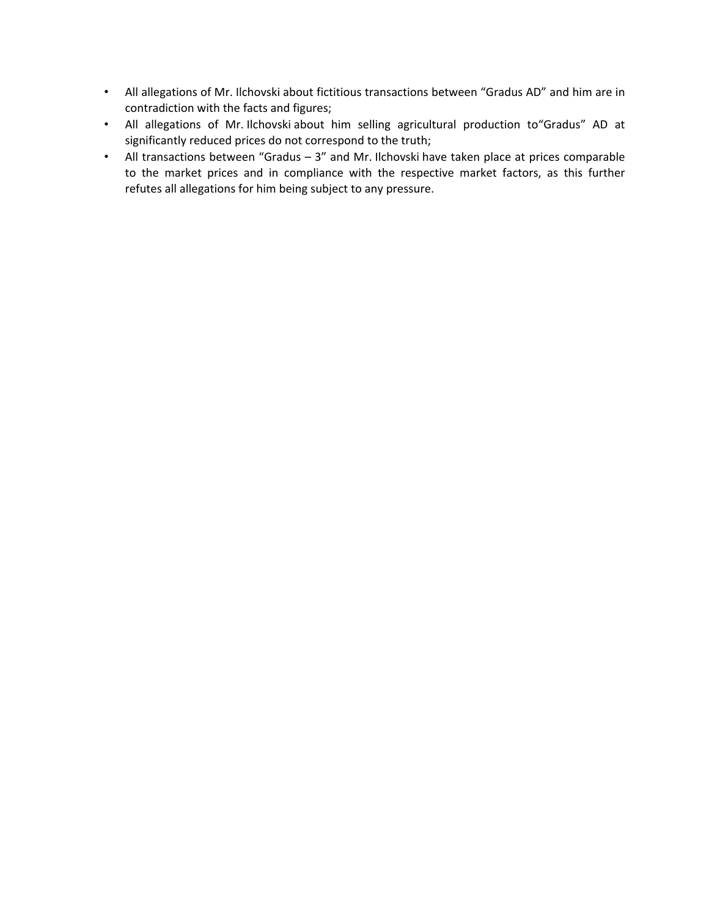- All allegations of Mr. Ilchovski about fictitious transactions between “Gradus AD” and him are in contradiction with the facts and figures;
- All allegations of Mr. Ilchovski about him selling agricultural production to“Gradus” AD at significantly reduced prices do not correspond to the truth;
- All transactions between “Gradus – 3” and Mr. Ilchovski have taken place at prices comparable to the market prices and in compliance with the respective market factors, as this further refutes all allegations for him being subject to any pressure.